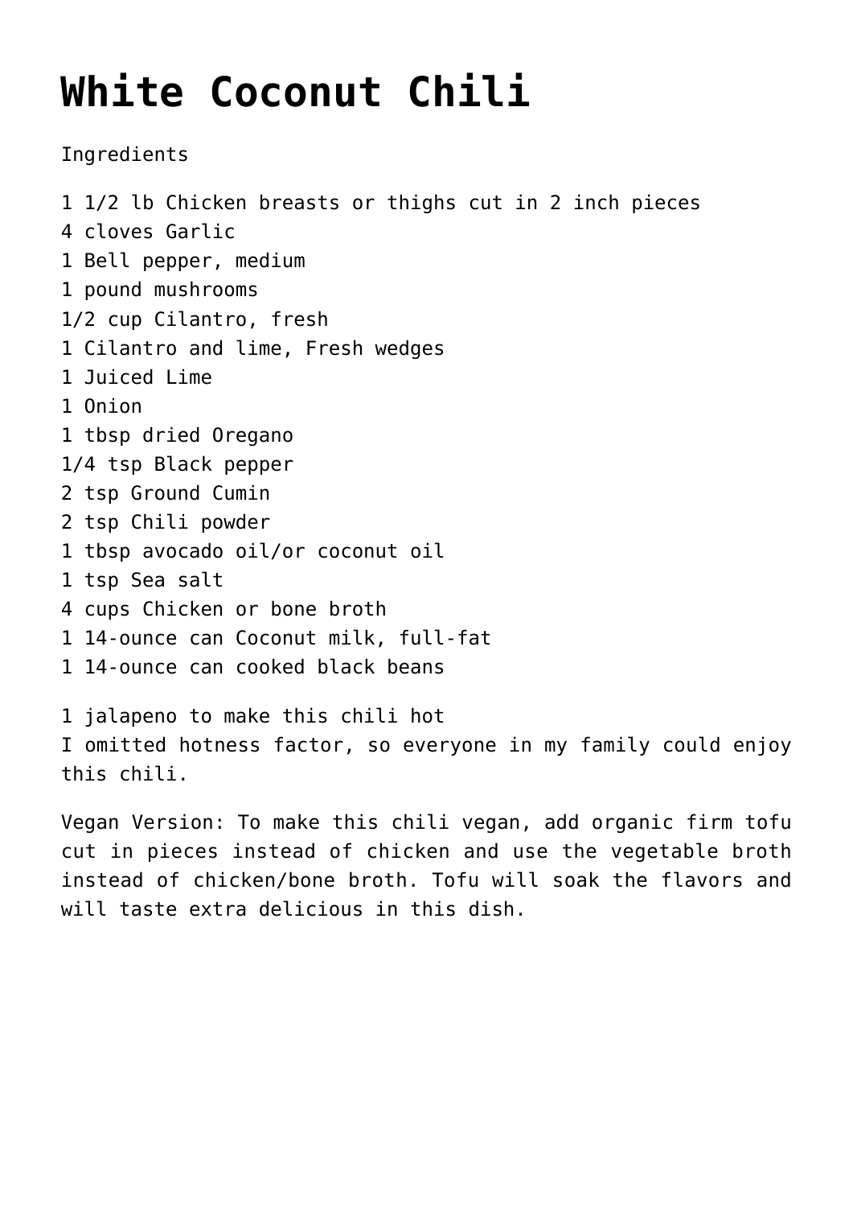# White Coconut Chili

Ingredients

1 1/2 lb Chicken breasts or thighs cut in 2 inch pieces
4 cloves Garlic
1 Bell pepper, medium
1 pound mushrooms
1/2 cup Cilantro, fresh
1 Cilantro and lime, Fresh wedges
1 Juiced Lime
1 Onion
1 tbsp dried Oregano
1/4 tsp Black pepper
2 tsp Ground Cumin
2 tsp Chili powder
1 tbsp avocado oil/or coconut oil
1 tsp Sea salt
4 cups Chicken or bone broth
1 14-ounce can Coconut milk, full-fat
1 14-ounce can cooked black beans

1 jalapeno to make this chili hot
I omitted hotness factor, so everyone in my family could enjoy this chili.

Vegan Version: To make this chili vegan, add organic firm tofu cut in pieces instead of chicken and use the vegetable broth instead of chicken/bone broth. Tofu will soak the flavors and will taste extra delicious in this dish.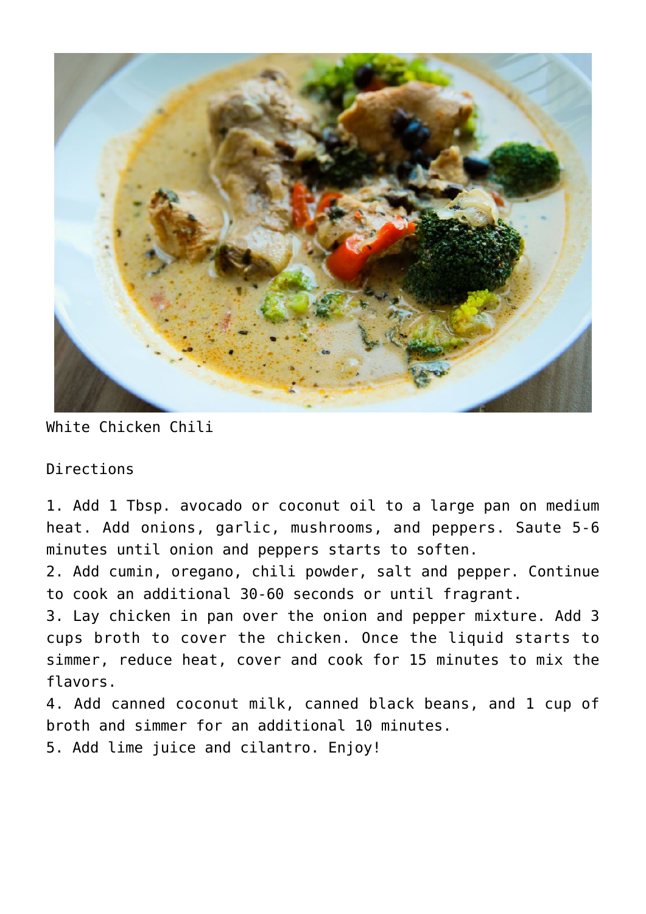White Chicken Chili

Directions

1. Add 1 Tbsp. avocado or coconut oil to a large pan on medium heat. Add onions, garlic, mushrooms, and peppers. Saute 5-6 minutes until onion and peppers starts to soften.
2. Add cumin, oregano, chili powder, salt and pepper. Continue to cook an additional 30-60 seconds or until fragrant.
3. Lay chicken in pan over the onion and pepper mixture. Add 3 cups broth to cover the chicken. Once the liquid starts to simmer, reduce heat, cover and cook for 15 minutes to mix the flavors.
4. Add canned coconut milk, canned black beans, and 1 cup of broth and simmer for an additional 10 minutes.
5. Add lime juice and cilantro. Enjoy!